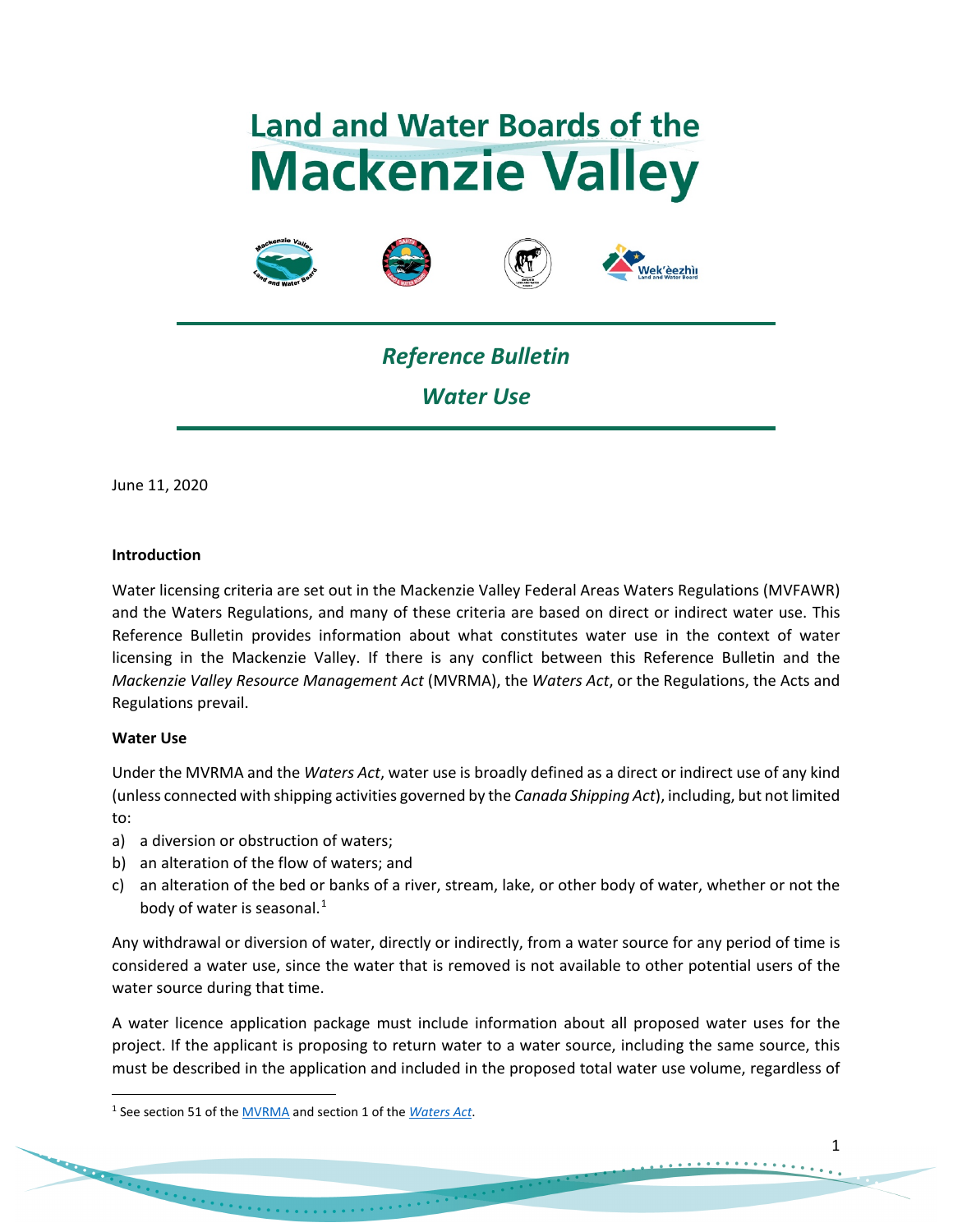# Land and Water Boards of the Mackenzie Valley

## *Reference Bulletin*

## *Water Use*

June 11, 2020

**Introduction**

Water licensing criteria are set out in the Mackenzie Valley Federal Areas Waters Regulations (MVFAWR) and the Waters Regulations, and many of these criteria are based on direct or indirect water use. This Reference Bulletin provides information about what constitutes water use in the context of water licensing in the Mackenzie Valley. If there is any conflict between this Reference Bulletin and the *Mackenzie Valley Resource Management Act* (MVRMA), the *Waters Act*, or the Regulations, the Acts and Regulations prevail.

**Water Use**

Under the MVRMA and the *Waters Act*, water use is broadly defined as a direct or indirect use of any kind (unless connected with shipping activities governed by the *Canada Shipping Act*), including, but not limited to:

a) a diversion or obstruction of waters;
b) an alteration of the flow of waters; and
c) an alteration of the bed or banks of a river, stream, lake, or other body of water, whether or not the body of water is seasonal.[1]

Any withdrawal or diversion of water, directly or indirectly, from a water source for any period of time is considered a water use, since the water that is removed is not available to other potential users of the water source during that time.

A water licence application package must include information about all proposed water uses for the project. If the applicant is proposing to return water to a water source, including the same source, this must be described in the application and included in the proposed total water use volume, regardless of

[1] See section 51 of the MVRMA and section 1 of the *Waters Act*.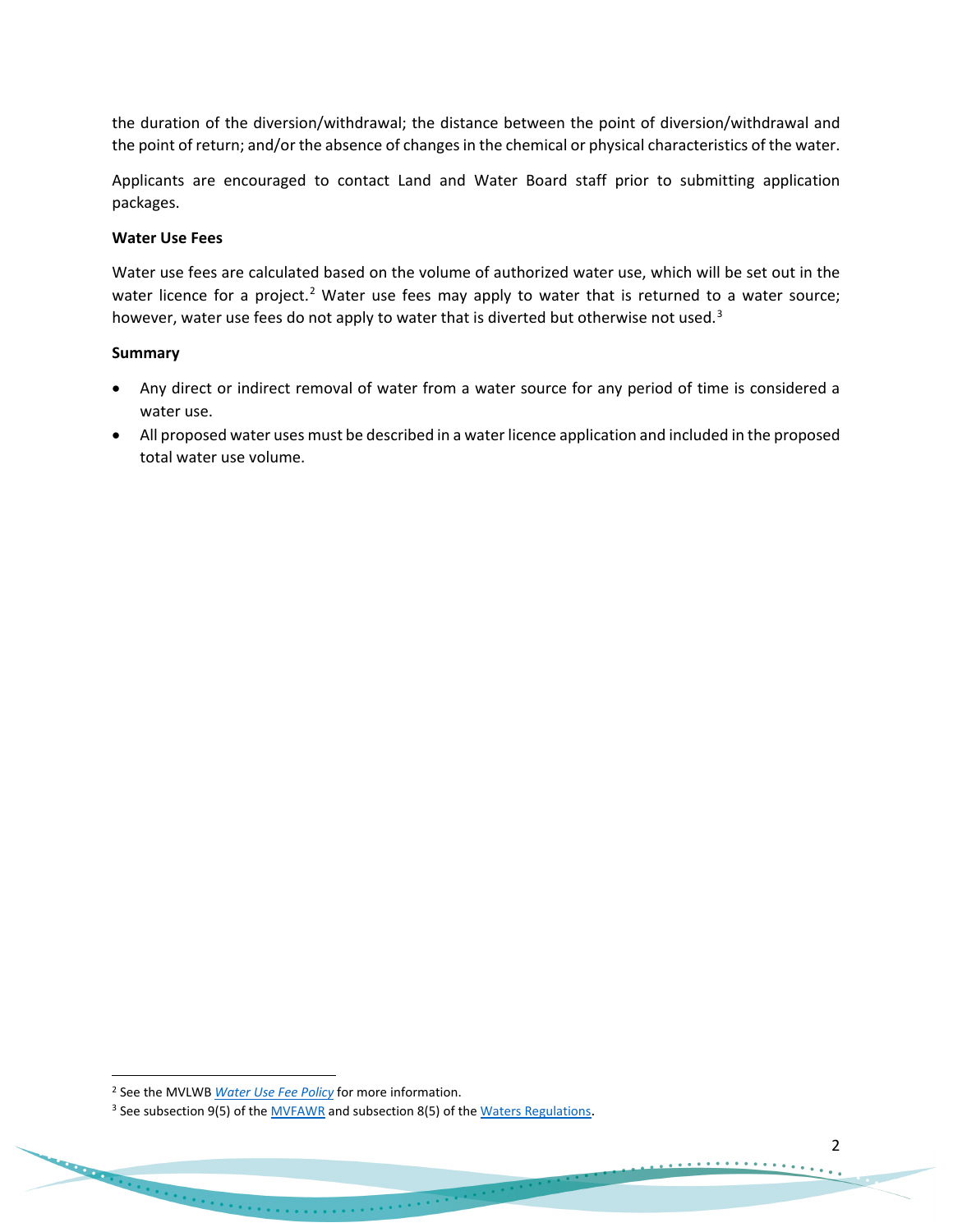the duration of the diversion/withdrawal; the distance between the point of diversion/withdrawal and the point of return; and/or the absence of changes in the chemical or physical characteristics of the water.

Applicants are encouraged to contact Land and Water Board staff prior to submitting application packages.

**Water Use Fees**

Water use fees are calculated based on the volume of authorized water use, which will be set out in the water licence for a project.[2] Water use fees may apply to water that is returned to a water source; however, water use fees do not apply to water that is diverted but otherwise not used.[3]

**Summary**

- Any direct or indirect removal of water from a water source for any period of time is considered a water use.
- All proposed water uses must be described in a water licence application and included in the proposed total water use volume.

---

[2] See the MVLWB *Water Use Fee Policy* for more information.

[3] See subsection 9(5) of the MVFAWR and subsection 8(5) of the Waters Regulations.